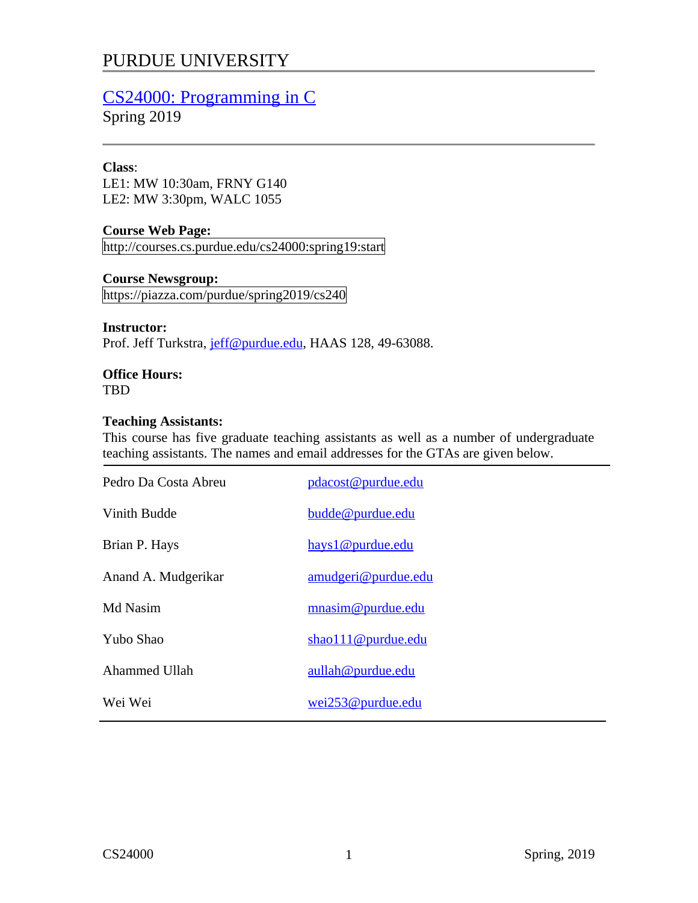# PURDUE UNIVERSITY

## CS24000: Programming in C

Spring 2019

**Class**:
LE1: MW 10:30am, FRNY G140
LE2: MW 3:30pm, WALC 1055

**Course Web Page:**
http://courses.cs.purdue.edu/cs24000:spring19:start

**Course Newsgroup:**
https://piazza.com/purdue/spring2019/cs240

**Instructor:**
Prof. Jeff Turkstra, jeff@purdue.edu, HAAS 128, 49-63088.

**Office Hours:**
TBD

**Teaching Assistants:**
This course has five graduate teaching assistants as well as a number of undergraduate teaching assistants. The names and email addresses for the GTAs are given below.

| | |
|---|---|
| Pedro Da Costa Abreu | pdacost@purdue.edu |
| Vinith Budde | budde@purdue.edu |
| Brian P. Hays | hays1@purdue.edu |
| Anand A. Mudgerikar | amudgeri@purdue.edu |
| Md Nasim | mnasim@purdue.edu |
| Yubo Shao | shao111@purdue.edu |
| Ahammed Ullah | aullah@purdue.edu |
| Wei Wei | wei253@purdue.edu |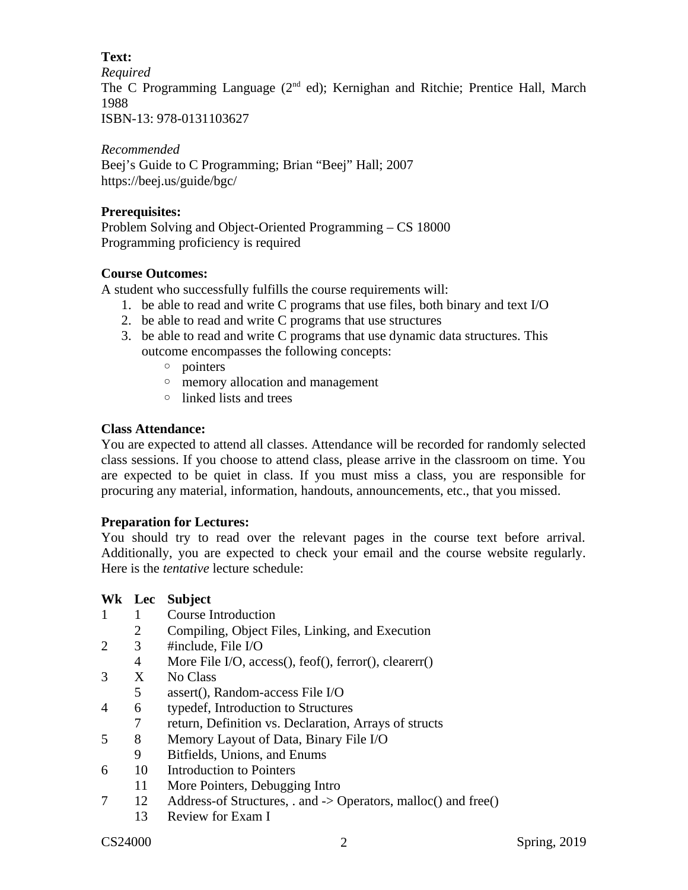**Text:**

*Required*

The C Programming Language (2nd ed); Kernighan and Ritchie; Prentice Hall, March 1988

ISBN-13: 978-0131103627

*Recommended*

Beej's Guide to C Programming; Brian "Beej" Hall; 2007

https://beej.us/guide/bgc/

**Prerequisites:**

Problem Solving and Object-Oriented Programming – CS 18000

Programming proficiency is required

**Course Outcomes:**

A student who successfully fulfills the course requirements will:

1. be able to read and write C programs that use files, both binary and text I/O
2. be able to read and write C programs that use structures
3. be able to read and write C programs that use dynamic data structures. This outcome encompasses the following concepts:
    - pointers
    - memory allocation and management
    - linked lists and trees

**Class Attendance:**

You are expected to attend all classes. Attendance will be recorded for randomly selected class sessions. If you choose to attend class, please arrive in the classroom on time. You are expected to be quiet in class. If you must miss a class, you are responsible for procuring any material, information, handouts, announcements, etc., that you missed.

**Preparation for Lectures:**

You should try to read over the relevant pages in the course text before arrival. Additionally, you are expected to check your email and the course website regularly. Here is the *tentative* lecture schedule:

| Wk | Lec | Subject |
|---|---|---|
| 1 | 1 | Course Introduction |
| | 2 | Compiling, Object Files, Linking, and Execution |
| 2 | 3 | #include, File I/O |
| | 4 | More File I/O, access(), feof(), ferror(), clearerr() |
| 3 | X | No Class |
| | 5 | assert(), Random-access File I/O |
| 4 | 6 | typedef, Introduction to Structures |
| | 7 | return, Definition vs. Declaration, Arrays of structs |
| 5 | 8 | Memory Layout of Data, Binary File I/O |
| | 9 | Bitfields, Unions, and Enums |
| 6 | 10 | Introduction to Pointers |
| | 11 | More Pointers, Debugging Intro |
| 7 | 12 | Address-of Structures, . and -> Operators, malloc() and free() |
| | 13 | Review for Exam I |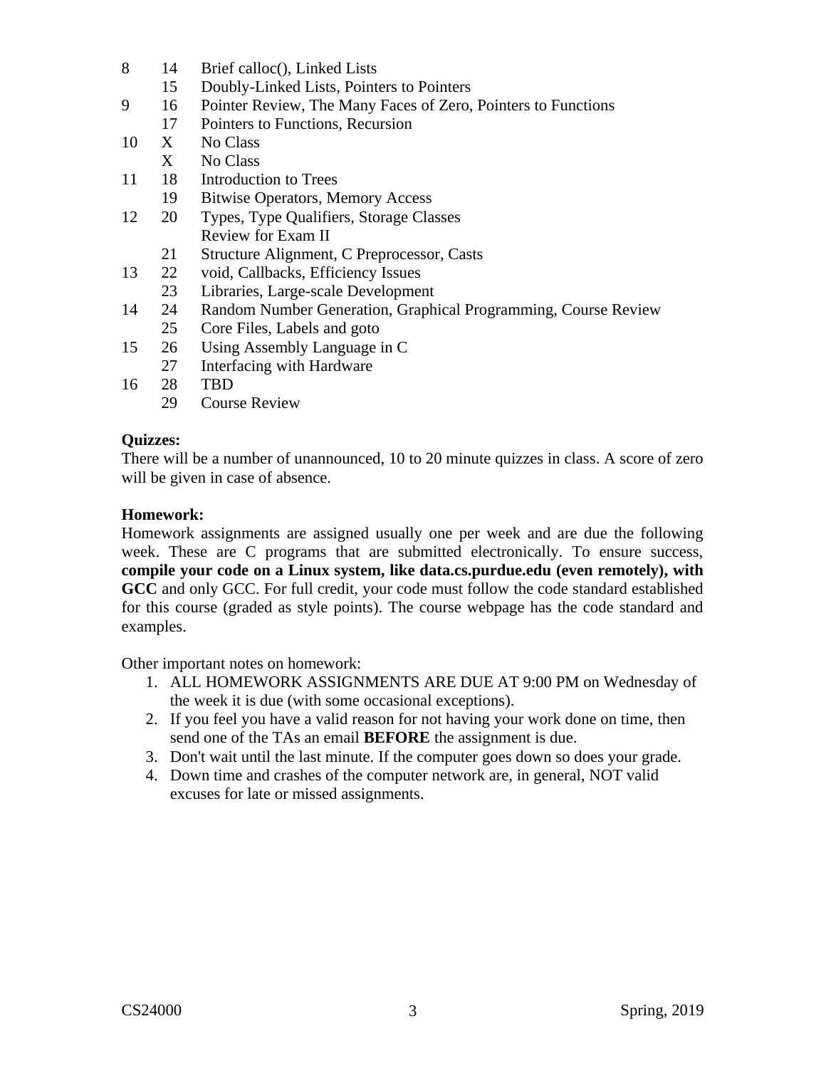| | | |
|---|---|---|
| 8 | 14 | Brief calloc(), Linked Lists |
| | 15 | Doubly-Linked Lists, Pointers to Pointers |
| 9 | 16 | Pointer Review, The Many Faces of Zero, Pointers to Functions |
| | 17 | Pointers to Functions, Recursion |
| 10 | X | No Class |
| | X | No Class |
| 11 | 18 | Introduction to Trees |
| | 19 | Bitwise Operators, Memory Access |
| 12 | 20 | Types, Type Qualifiers, Storage Classes<br>Review for Exam II |
| | 21 | Structure Alignment, C Preprocessor, Casts |
| 13 | 22 | void, Callbacks, Efficiency Issues |
| | 23 | Libraries, Large-scale Development |
| 14 | 24 | Random Number Generation, Graphical Programming, Course Review |
| | 25 | Core Files, Labels and goto |
| 15 | 26 | Using Assembly Language in C |
| | 27 | Interfacing with Hardware |
| 16 | 28 | TBD |
| | 29 | Course Review |

**Quizzes:**
There will be a number of unannounced, 10 to 20 minute quizzes in class. A score of zero will be given in case of absence.

**Homework:**
Homework assignments are assigned usually one per week and are due the following week. These are C programs that are submitted electronically. To ensure success, **compile your code on a Linux system, like data.cs.purdue.edu (even remotely), with GCC** and only GCC. For full credit, your code must follow the code standard established for this course (graded as style points). The course webpage has the code standard and examples.

Other important notes on homework:

1. ALL HOMEWORK ASSIGNMENTS ARE DUE AT 9:00 PM on Wednesday of the week it is due (with some occasional exceptions).
2. If you feel you have a valid reason for not having your work done on time, then send one of the TAs an email **BEFORE** the assignment is due.
3. Don't wait until the last minute. If the computer goes down so does your grade.
4. Down time and crashes of the computer network are, in general, NOT valid excuses for late or missed assignments.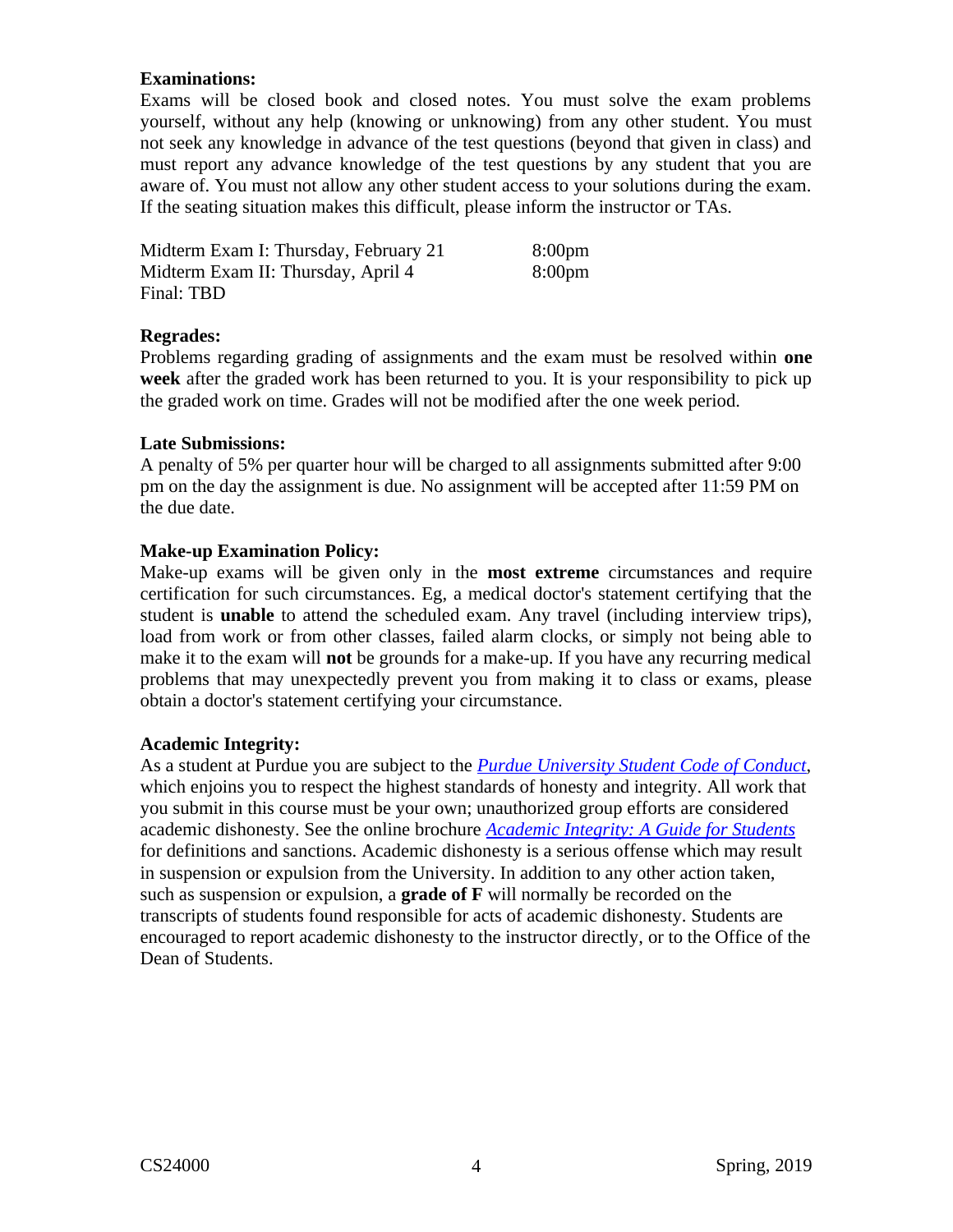**Examinations:**

Exams will be closed book and closed notes. You must solve the exam problems yourself, without any help (knowing or unknowing) from any other student. You must not seek any knowledge in advance of the test questions (beyond that given in class) and must report any advance knowledge of the test questions by any student that you are aware of. You must not allow any other student access to your solutions during the exam. If the seating situation makes this difficult, please inform the instructor or TAs.

| | |
|---|---|
| Midterm Exam I: Thursday, February 21 | 8:00pm |
| Midterm Exam II: Thursday, April 4 | 8:00pm |
| Final: TBD | |

**Regrades:**

Problems regarding grading of assignments and the exam must be resolved within **one week** after the graded work has been returned to you. It is your responsibility to pick up the graded work on time. Grades will not be modified after the one week period.

**Late Submissions:**

A penalty of 5% per quarter hour will be charged to all assignments submitted after 9:00 pm on the day the assignment is due. No assignment will be accepted after 11:59 PM on the due date.

**Make-up Examination Policy:**

Make-up exams will be given only in the **most extreme** circumstances and require certification for such circumstances. Eg, a medical doctor's statement certifying that the student is **unable** to attend the scheduled exam. Any travel (including interview trips), load from work or from other classes, failed alarm clocks, or simply not being able to make it to the exam will **not** be grounds for a make-up. If you have any recurring medical problems that may unexpectedly prevent you from making it to class or exams, please obtain a doctor's statement certifying your circumstance.

**Academic Integrity:**

As a student at Purdue you are subject to the *Purdue University Student Code of Conduct*, which enjoins you to respect the highest standards of honesty and integrity. All work that you submit in this course must be your own; unauthorized group efforts are considered academic dishonesty. See the online brochure *Academic Integrity: A Guide for Students* for definitions and sanctions. Academic dishonesty is a serious offense which may result in suspension or expulsion from the University. In addition to any other action taken, such as suspension or expulsion, a **grade of F** will normally be recorded on the transcripts of students found responsible for acts of academic dishonesty. Students are encouraged to report academic dishonesty to the instructor directly, or to the Office of the Dean of Students.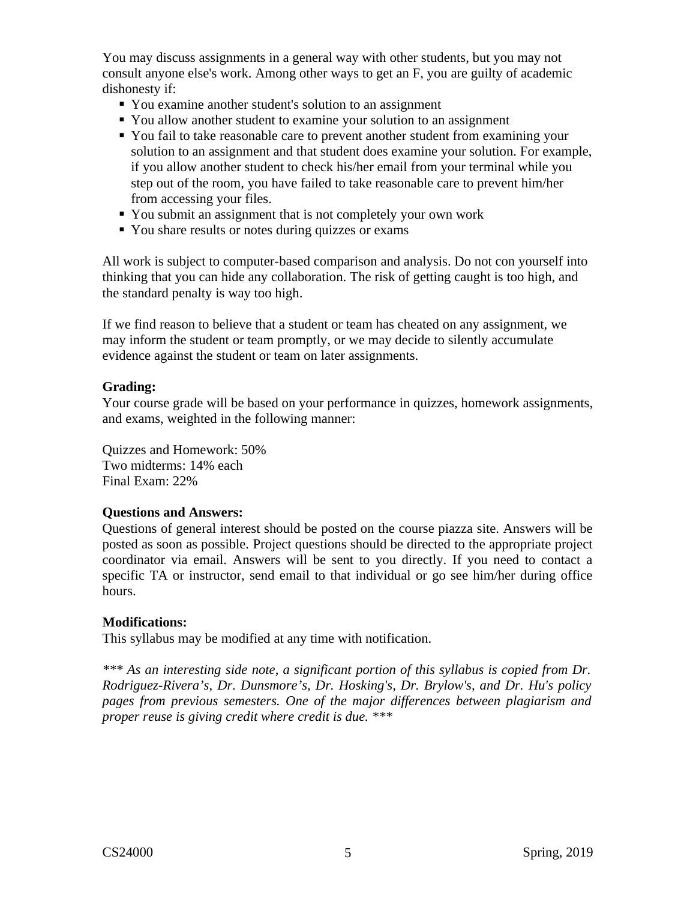You may discuss assignments in a general way with other students, but you may not consult anyone else's work. Among other ways to get an F, you are guilty of academic dishonesty if:

- You examine another student's solution to an assignment
- You allow another student to examine your solution to an assignment
- You fail to take reasonable care to prevent another student from examining your solution to an assignment and that student does examine your solution. For example, if you allow another student to check his/her email from your terminal while you step out of the room, you have failed to take reasonable care to prevent him/her from accessing your files.
- You submit an assignment that is not completely your own work
- You share results or notes during quizzes or exams

All work is subject to computer-based comparison and analysis. Do not con yourself into thinking that you can hide any collaboration. The risk of getting caught is too high, and the standard penalty is way too high.

If we find reason to believe that a student or team has cheated on any assignment, we may inform the student or team promptly, or we may decide to silently accumulate evidence against the student or team on later assignments.

**Grading:**
Your course grade will be based on your performance in quizzes, homework assignments, and exams, weighted in the following manner:

Quizzes and Homework: 50%
Two midterms: 14% each
Final Exam: 22%

**Questions and Answers:**
Questions of general interest should be posted on the course piazza site. Answers will be posted as soon as possible. Project questions should be directed to the appropriate project coordinator via email. Answers will be sent to you directly. If you need to contact a specific TA or instructor, send email to that individual or go see him/her during office hours.

**Modifications:**
This syllabus may be modified at any time with notification.

*\*\*\* As an interesting side note, a significant portion of this syllabus is copied from Dr. Rodriguez-Rivera's, Dr. Dunsmore's, Dr. Hosking's, Dr. Brylow's, and Dr. Hu's policy pages from previous semesters. One of the major differences between plagiarism and proper reuse is giving credit where credit is due. \*\*\**